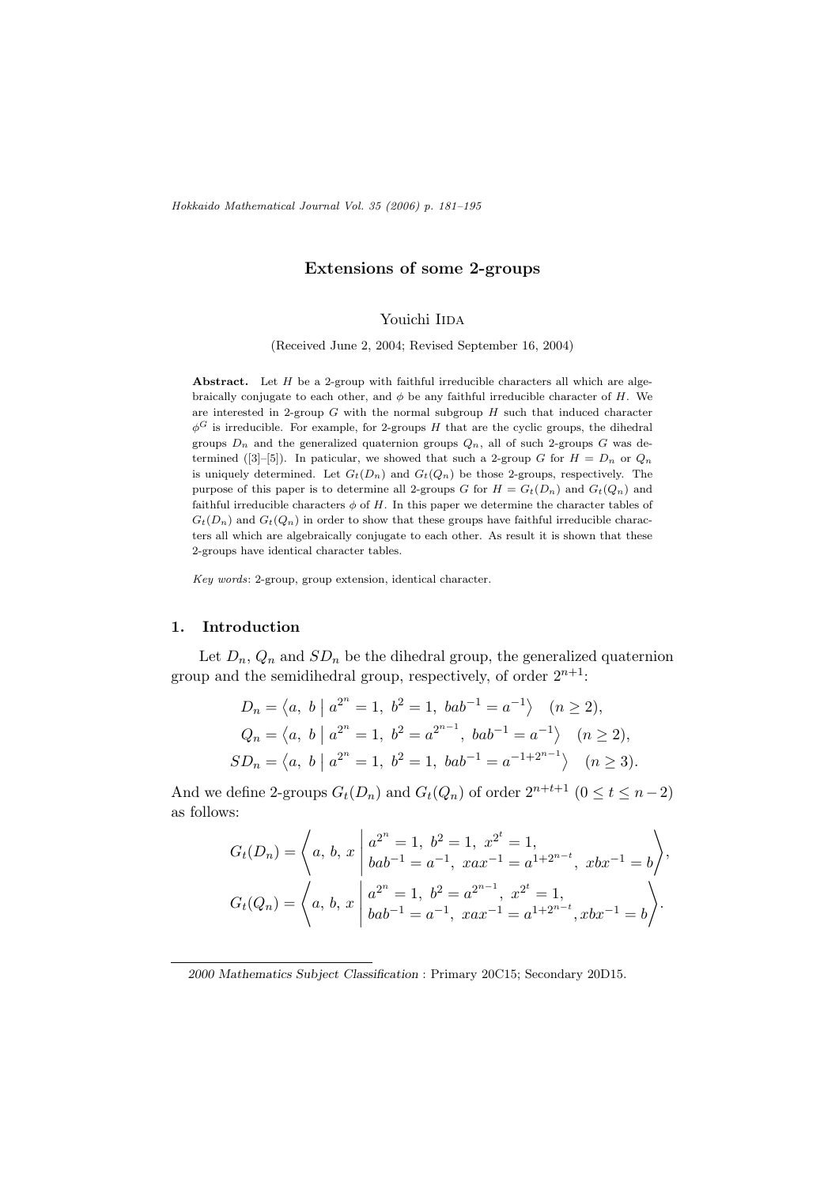# Extensions of some 2-groups

Youichi Iida

(Received June 2, 2004; Revised September 16, 2004)

**Abstract.** Let $H$ be a 2-group with faithful irreducible characters all which are algebraically conjugate to each other, and $\phi$ be any faithful irreducible character of $H$. We are interested in 2-group $G$ with the normal subgroup $H$ such that induced character $\phi^G$ is irreducible. For example, for 2-groups $H$ that are the cyclic groups, the dihedral groups $D_n$ and the generalized quaternion groups $Q_n$, all of such 2-groups $G$ was determined ([3]–[5]). In paticular, we showed that such a 2-group $G$ for $H = D_n$ or $Q_n$ is uniquely determined. Let $G_t(D_n)$ and $G_t(Q_n)$ be those 2-groups, respectively. The purpose of this paper is to determine all 2-groups $G$ for $H = G_t(D_n)$ and $G_t(Q_n)$ and faithful irreducible characters $\phi$ of $H$. In this paper we determine the character tables of $G_t(D_n)$ and $G_t(Q_n)$ in order to show that these groups have faithful irreducible characters all which are algebraically conjugate to each other. As result it is shown that these 2-groups have identical character tables.

*Key words*: 2-group, group extension, identical character.

## 1. Introduction

Let $D_n$, $Q_n$ and $SD_n$ be the dihedral group, the generalized quaternion group and the semidihedral group, respectively, of order $2^{n+1}$:

$$D_n = \langle a,\ b \mid a^{2^n} = 1,\ b^2 = 1,\ bab^{-1} = a^{-1} \rangle \quad (n \geq 2),$$

$$Q_n = \langle a,\ b \mid a^{2^n} = 1,\ b^2 = a^{2^{n-1}},\ bab^{-1} = a^{-1} \rangle \quad (n \geq 2),$$

$$SD_n = \langle a,\ b \mid a^{2^n} = 1,\ b^2 = 1,\ bab^{-1} = a^{-1+2^{n-1}} \rangle \quad (n \geq 3).$$

And we define 2-groups $G_t(D_n)$ and $G_t(Q_n)$ of order $2^{n+t+1}$ $(0 \leq t \leq n-2)$ as follows:

$$G_t(D_n) = \left\langle a,\ b,\ x \;\middle|\; \begin{array}{l} a^{2^n} = 1,\ b^2 = 1,\ x^{2^t} = 1, \\ bab^{-1} = a^{-1},\ xax^{-1} = a^{1+2^{n-t}},\ xbx^{-1} = b \end{array} \right\rangle,$$

$$G_t(Q_n) = \left\langle a,\ b,\ x \;\middle|\; \begin{array}{l} a^{2^n} = 1,\ b^2 = a^{2^{n-1}},\ x^{2^t} = 1, \\ bab^{-1} = a^{-1},\ xax^{-1} = a^{1+2^{n-t}}, xbx^{-1} = b \end{array} \right\rangle.$$

2000 *Mathematics Subject Classification* : Primary 20C15; Secondary 20D15.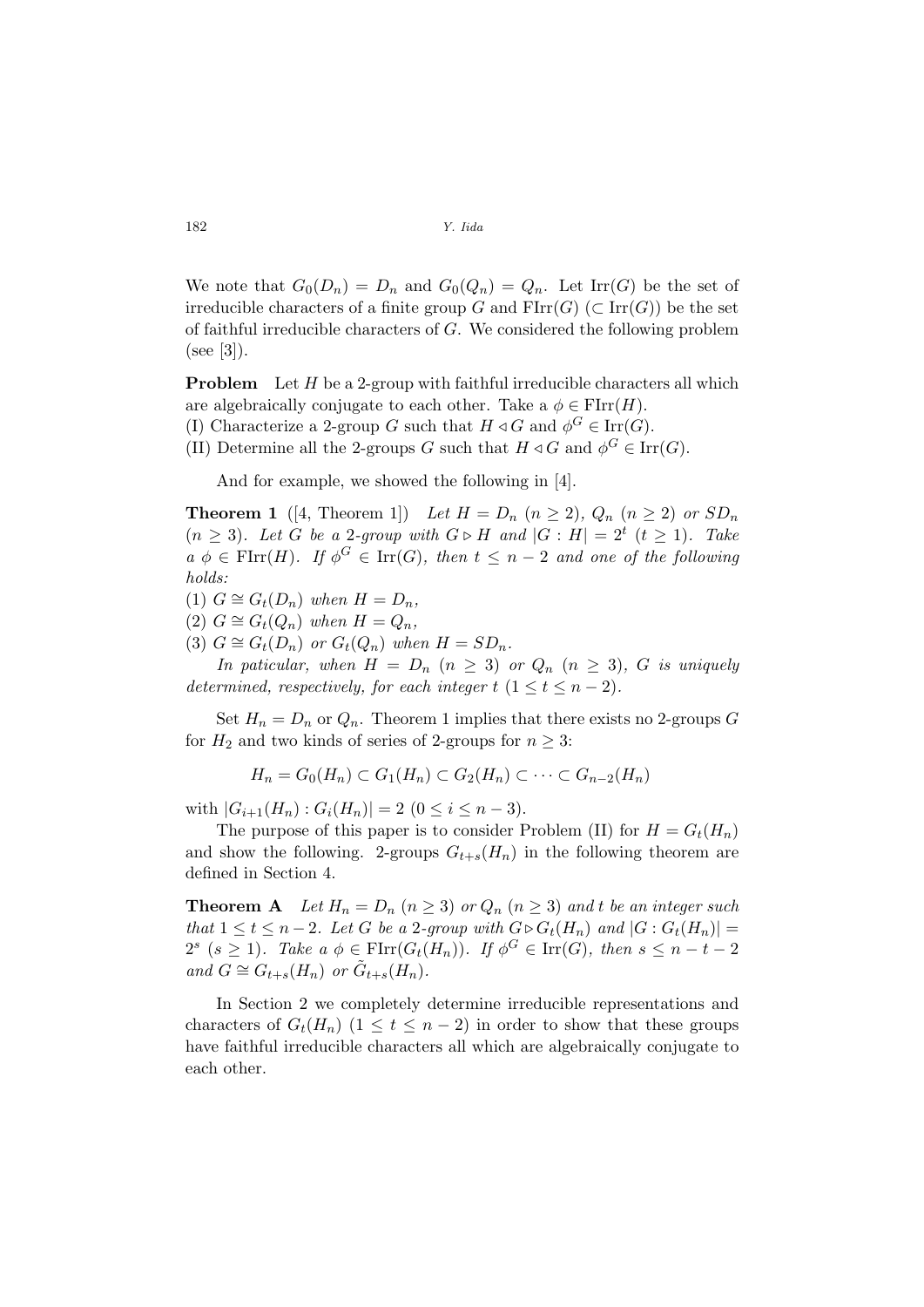We note that $G_0(D_n) = D_n$ and $G_0(Q_n) = Q_n$. Let $\mathrm{Irr}(G)$ be the set of irreducible characters of a finite group $G$ and $\mathrm{FIrr}(G)$ ($\subset \mathrm{Irr}(G)$) be the set of faithful irreducible characters of $G$. We considered the following problem (see [3]).

**Problem** Let $H$ be a 2-group with faithful irreducible characters all which are algebraically conjugate to each other. Take a $\phi \in \mathrm{FIrr}(H)$.
(I) Characterize a 2-group $G$ such that $H \triangleleft G$ and $\phi^G \in \mathrm{Irr}(G)$.
(II) Determine all the 2-groups $G$ such that $H \triangleleft G$ and $\phi^G \in \mathrm{Irr}(G)$.

And for example, we showed the following in [4].

**Theorem 1** ([4, Theorem 1]) *Let $H = D_n$ ($n \geq 2$), $Q_n$ ($n \geq 2$) or $SD_n$ ($n \geq 3$). Let $G$ be a 2-group with $G \triangleright H$ and $|G : H| = 2^t$ ($t \geq 1$). Take a $\phi \in \mathrm{FIrr}(H)$. If $\phi^G \in \mathrm{Irr}(G)$, then $t \leq n-2$ and one of the following holds:*
*(1) $G \cong G_t(D_n)$ when $H = D_n$,*
*(2) $G \cong G_t(Q_n)$ when $H = Q_n$,*
*(3) $G \cong G_t(D_n)$ or $G_t(Q_n)$ when $H = SD_n$.*

*In paticular, when $H = D_n$ ($n \geq 3$) or $Q_n$ ($n \geq 3$), $G$ is uniquely determined, respectively, for each integer $t$ ($1 \leq t \leq n-2$).*

Set $H_n = D_n$ or $Q_n$. Theorem 1 implies that there exists no 2-groups $G$ for $H_2$ and two kinds of series of 2-groups for $n \geq 3$:

$$H_n = G_0(H_n) \subset G_1(H_n) \subset G_2(H_n) \subset \cdots \subset G_{n-2}(H_n)$$

with $|G_{i+1}(H_n) : G_i(H_n)| = 2$ ($0 \leq i \leq n-3$).

The purpose of this paper is to consider Problem (II) for $H = G_t(H_n)$ and show the following. 2-groups $G_{t+s}(H_n)$ in the following theorem are defined in Section 4.

**Theorem A** *Let $H_n = D_n$ ($n \geq 3$) or $Q_n$ ($n \geq 3$) and $t$ be an integer such that $1 \leq t \leq n-2$. Let $G$ be a 2-group with $G \triangleright G_t(H_n)$ and $|G : G_t(H_n)| = 2^s$ ($s \geq 1$). Take a $\phi \in \mathrm{FIrr}(G_t(H_n))$. If $\phi^G \in \mathrm{Irr}(G)$, then $s \leq n-t-2$ and $G \cong G_{t+s}(H_n)$ or $\tilde{G}_{t+s}(H_n)$.*

In Section 2 we completely determine irreducible representations and characters of $G_t(H_n)$ ($1 \leq t \leq n-2$) in order to show that these groups have faithful irreducible characters all which are algebraically conjugate to each other.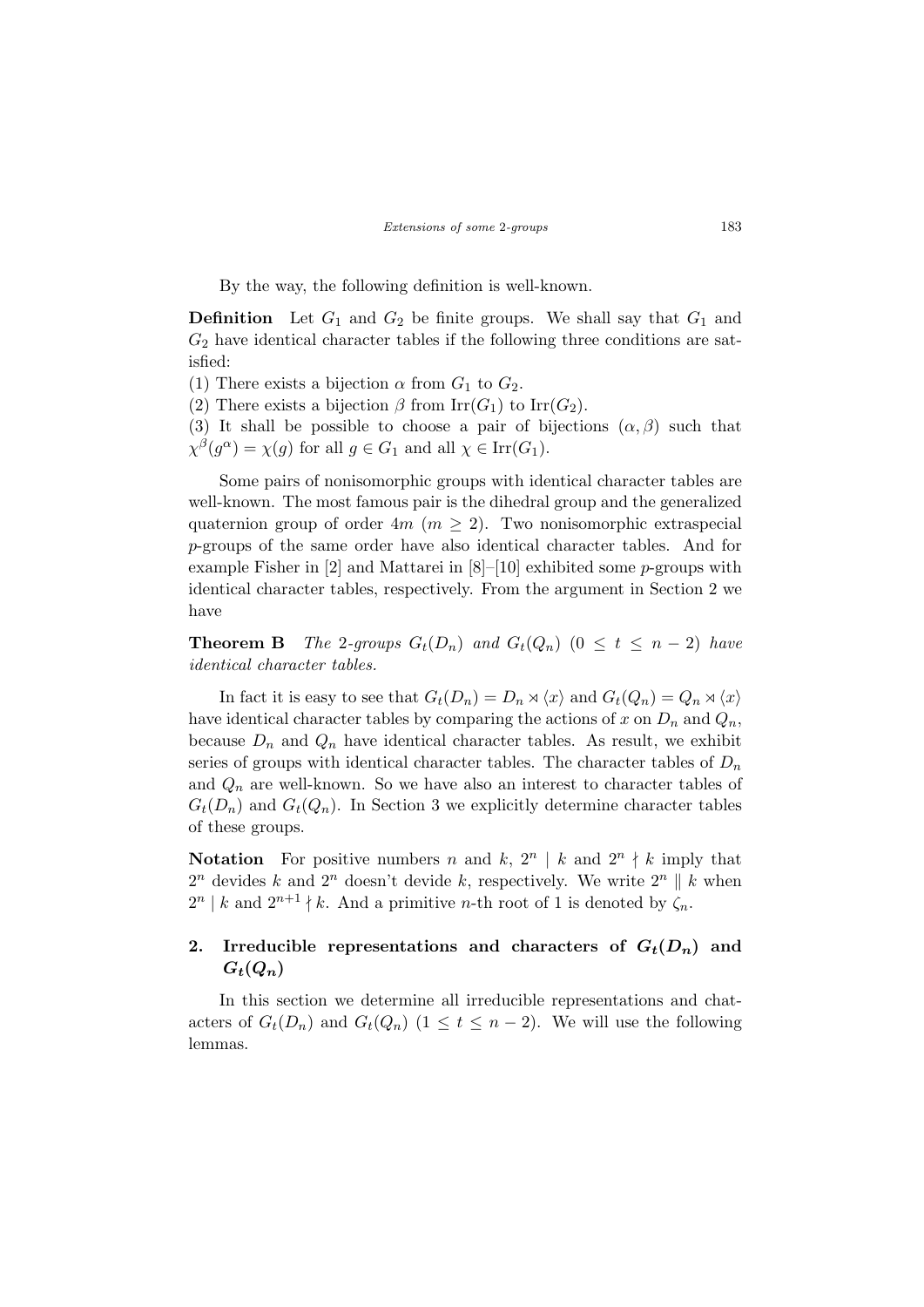By the way, the following definition is well-known.

**Definition** Let $G_1$ and $G_2$ be finite groups. We shall say that $G_1$ and $G_2$ have identical character tables if the following three conditions are satisfied:

(1) There exists a bijection $\alpha$ from $G_1$ to $G_2$.

(2) There exists a bijection $\beta$ from $\mathrm{Irr}(G_1)$ to $\mathrm{Irr}(G_2)$.

(3) It shall be possible to choose a pair of bijections $(\alpha, \beta)$ such that $\chi^\beta(g^\alpha) = \chi(g)$ for all $g \in G_1$ and all $\chi \in \mathrm{Irr}(G_1)$.

Some pairs of nonisomorphic groups with identical character tables are well-known. The most famous pair is the dihedral group and the generalized quaternion group of order $4m$ $(m \geq 2)$. Two nonisomorphic extraspecial $p$-groups of the same order have also identical character tables. And for example Fisher in [2] and Mattarei in [8]–[10] exhibited some $p$-groups with identical character tables, respectively. From the argument in Section 2 we have

**Theorem B** *The 2-groups $G_t(D_n)$ and $G_t(Q_n)$ $(0 \leq t \leq n-2)$ have identical character tables.*

In fact it is easy to see that $G_t(D_n) = D_n \rtimes \langle x \rangle$ and $G_t(Q_n) = Q_n \rtimes \langle x \rangle$ have identical character tables by comparing the actions of $x$ on $D_n$ and $Q_n$, because $D_n$ and $Q_n$ have identical character tables. As result, we exhibit series of groups with identical character tables. The character tables of $D_n$ and $Q_n$ are well-known. So we have also an interest to character tables of $G_t(D_n)$ and $G_t(Q_n)$. In Section 3 we explicitly determine character tables of these groups.

**Notation** For positive numbers $n$ and $k$, $2^n \mid k$ and $2^n \nmid k$ imply that $2^n$ devides $k$ and $2^n$ doesn't devide $k$, respectively. We write $2^n \parallel k$ when $2^n \mid k$ and $2^{n+1} \nmid k$. And a primitive $n$-th root of 1 is denoted by $\zeta_n$.

## 2. Irreducible representations and characters of $G_t(D_n)$ and $G_t(Q_n)$

In this section we determine all irreducible representations and chatacters of $G_t(D_n)$ and $G_t(Q_n)$ $(1 \leq t \leq n-2)$. We will use the following lemmas.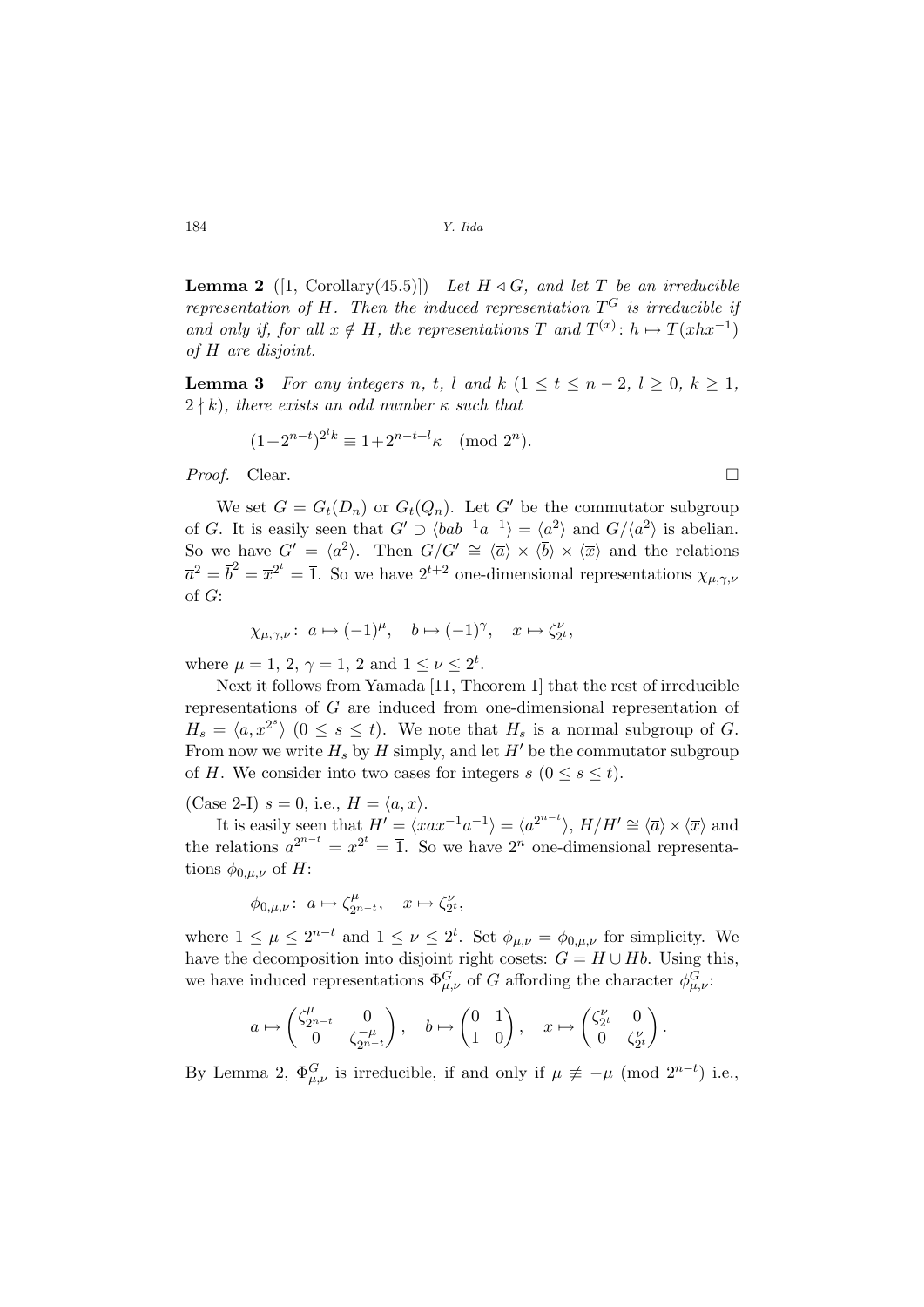**Lemma 2** ([1, Corollary(45.5)]) *Let $H \lhd G$, and let $T$ be an irreducible representation of $H$. Then the induced representation $T^G$ is irreducible if and only if, for all $x \notin H$, the representations $T$ and $T^{(x)} \colon h \mapsto T(xhx^{-1})$ of $H$ are disjoint.*

**Lemma 3** *For any integers $n$, $t$, $l$ and $k$ ($1 \leq t \leq n-2$, $l \geq 0$, $k \geq 1$, $2 \nmid k$), there exists an odd number $\kappa$ such that*

$$(1+2^{n-t})^{2^l k} \equiv 1+2^{n-t+l}\kappa \pmod{2^n}.$$

*Proof.* Clear. □

We set $G = G_t(D_n)$ or $G_t(Q_n)$. Let $G'$ be the commutator subgroup of $G$. It is easily seen that $G' \supset \langle bab^{-1}a^{-1}\rangle = \langle a^2\rangle$ and $G/\langle a^2\rangle$ is abelian. So we have $G' = \langle a^2\rangle$. Then $G/G' \cong \langle \overline{a}\rangle \times \langle \overline{b}\rangle \times \langle \overline{x}\rangle$ and the relations $\overline{a}^2 = \overline{b}^2 = \overline{x}^{2^t} = \overline{1}$. So we have $2^{t+2}$ one-dimensional representations $\chi_{\mu,\gamma,\nu}$ of $G$:

$$\chi_{\mu,\gamma,\nu} \colon\ a \mapsto (-1)^{\mu}, \quad b \mapsto (-1)^{\gamma}, \quad x \mapsto \zeta_{2^t}^{\nu},$$

where $\mu = 1,\ 2$, $\gamma = 1,\ 2$ and $1 \leq \nu \leq 2^t$.

Next it follows from Yamada [11, Theorem 1] that the rest of irreducible representations of $G$ are induced from one-dimensional representation of $H_s = \langle a, x^{2^s}\rangle$ $(0 \leq s \leq t)$. We note that $H_s$ is a normal subgroup of $G$. From now we write $H_s$ by $H$ simply, and let $H'$ be the commutator subgroup of $H$. We consider into two cases for integers $s$ $(0 \leq s \leq t)$.

(Case 2-I) $s = 0$, i.e., $H = \langle a, x\rangle$.

It is easily seen that $H' = \langle xax^{-1}a^{-1}\rangle = \langle a^{2^{n-t}}\rangle$, $H/H' \cong \langle \overline{a}\rangle \times \langle \overline{x}\rangle$ and the relations $\overline{a}^{2^{n-t}} = \overline{x}^{2^t} = \overline{1}$. So we have $2^n$ one-dimensional representations $\phi_{0,\mu,\nu}$ of $H$:

$$\phi_{0,\mu,\nu} \colon\ a \mapsto \zeta_{2^{n-t}}^{\mu}, \quad x \mapsto \zeta_{2^t}^{\nu},$$

where $1 \leq \mu \leq 2^{n-t}$ and $1 \leq \nu \leq 2^t$. Set $\phi_{\mu,\nu} = \phi_{0,\mu,\nu}$ for simplicity. We have the decomposition into disjoint right cosets: $G = H \cup Hb$. Using this, we have induced representations $\Phi_{\mu,\nu}^G$ of $G$ affording the character $\phi_{\mu,\nu}^G$:

$$a \mapsto \begin{pmatrix} \zeta_{2^{n-t}}^{\mu} & 0 \\ 0 & \zeta_{2^{n-t}}^{-\mu} \end{pmatrix}, \quad b \mapsto \begin{pmatrix} 0 & 1 \\ 1 & 0 \end{pmatrix}, \quad x \mapsto \begin{pmatrix} \zeta_{2^t}^{\nu} & 0 \\ 0 & \zeta_{2^t}^{\nu} \end{pmatrix}.$$

By Lemma 2, $\Phi_{\mu,\nu}^G$ is irreducible, if and only if $\mu \not\equiv -\mu \pmod{2^{n-t}}$ i.e.,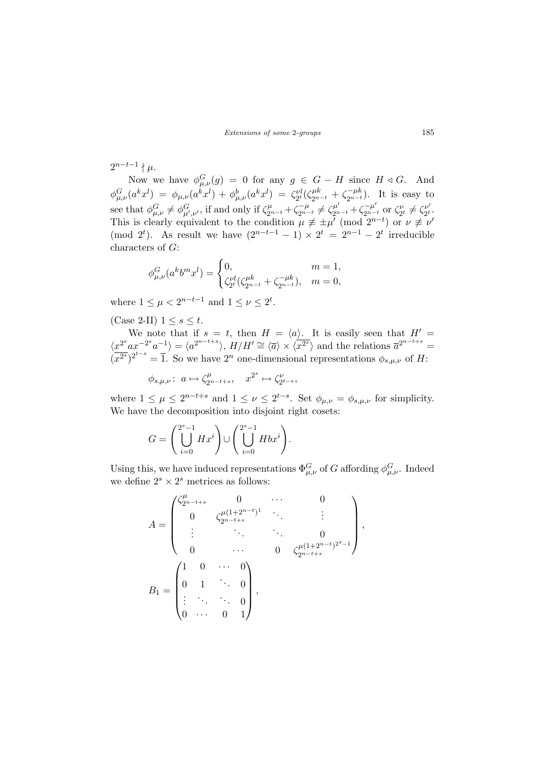$2^{n-t-1} \nmid \mu$.

Now we have $\phi^G_{\mu,\nu}(g) = 0$ for any $g \in G - H$ since $H \triangleleft G$. And $\phi^G_{\mu,\nu}(a^k x^l) = \phi_{\mu,\nu}(a^k x^l) + \phi^b_{\mu,\nu}(a^k x^l) = \zeta^{\nu l}_{2^t}(\zeta^{\mu k}_{2^{n-t}} + \zeta^{-\mu k}_{2^{n-t}})$. It is easy to see that $\phi^G_{\mu,\nu} \neq \phi^G_{\mu',\nu'}$, if and only if $\zeta^{\mu}_{2^{n-t}} + \zeta^{-\mu}_{2^{n-t}} \neq \zeta^{\mu'}_{2^{n-t}} + \zeta^{-\mu'}_{2^{n-t}}$ or $\zeta^{\nu}_{2^t} \neq \zeta^{\nu'}_{2^t}$. This is clearly equivalent to the condition $\mu \not\equiv \pm\mu' \pmod{2^{n-t}}$ or $\nu \not\equiv \nu' \pmod{2^t}$. As result we have $(2^{n-t-1} - 1) \times 2^t = 2^{n-1} - 2^t$ irreducible characters of $G$:

$$\phi^G_{\mu,\nu}(a^k b^m x^l) = \begin{cases} 0, & m = 1, \\ \zeta^{\nu l}_{2^t}(\zeta^{\mu k}_{2^{n-t}} + \zeta^{-\mu k}_{2^{n-t}}), & m = 0, \end{cases}$$

where $1 \leq \mu < 2^{n-t-1}$ and $1 \leq \nu \leq 2^t$.

(Case 2-II) $1 \leq s \leq t$.

We note that if $s = t$, then $H = \langle a \rangle$. It is easily seen that $H' = \langle x^{2^s} a x^{-2^s} a^{-1} \rangle = \langle a^{2^{n-t+s}} \rangle$, $H/H' \cong \langle \overline{a} \rangle \times \langle \overline{x^{2^s}} \rangle$ and the relations $\overline{a}^{2^{n-t+s}} = (\overline{x^{2^s}})^{2^{t-s}} = \overline{1}$. So we have $2^n$ one-dimensional representations $\phi_{s,\mu,\nu}$ of $H$:

$$\phi_{s,\mu,\nu}\colon\ a \mapsto \zeta^{\mu}_{2^{n-t+s}}, \quad x^{2^s} \mapsto \zeta^{\nu}_{2^{t-s}},$$

where $1 \leq \mu \leq 2^{n-t+s}$ and $1 \leq \nu \leq 2^{t-s}$. Set $\phi_{\mu,\nu} = \phi_{s,\mu,\nu}$ for simplicity. We have the decomposition into disjoint right cosets:

$$G = \left( \bigcup_{i=0}^{2^s-1} Hx^i \right) \cup \left( \bigcup_{i=0}^{2^s-1} Hbx^i \right).$$

Using this, we have induced representations $\Phi^G_{\mu,\nu}$ of $G$ affording $\phi^G_{\mu,\nu}$. Indeed we define $2^s \times 2^s$ metrices as follows:

$$A = \begin{pmatrix} \zeta^{\mu}_{2^{n-t+s}} & 0 & \cdots & 0 \\ 0 & \zeta^{\mu(1+2^{n-t})^1}_{2^{n-t+s}} & \ddots & \vdots \\ \vdots & \ddots & \ddots & 0 \\ 0 & \cdots & 0 & \zeta^{\mu(1+2^{n-t})^{2^s-1}}_{2^{n-t+s}} \end{pmatrix},$$

$$B_1 = \begin{pmatrix} 1 & 0 & \cdots & 0 \\ 0 & 1 & \ddots & 0 \\ \vdots & \ddots & \ddots & 0 \\ 0 & \cdots & 0 & 1 \end{pmatrix},$$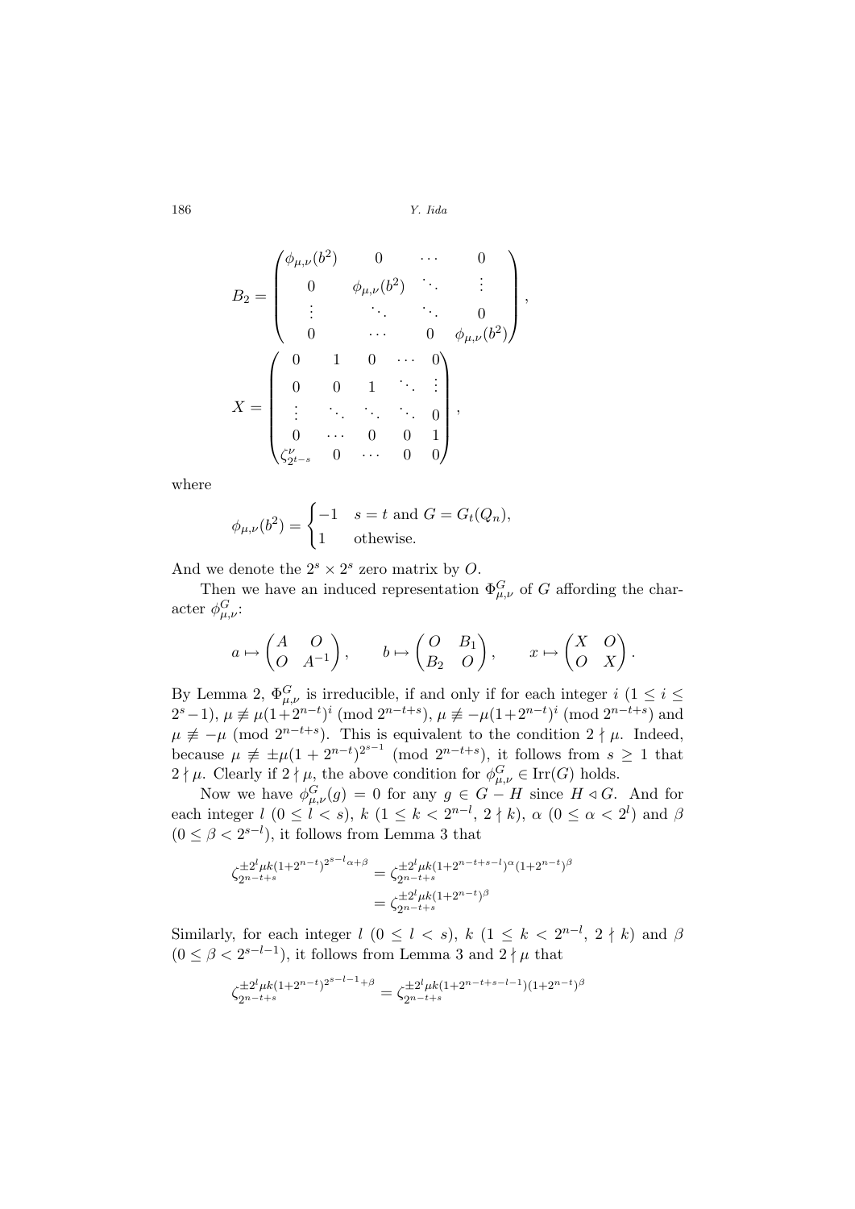$$B_2 = \begin{pmatrix} \phi_{\mu,\nu}(b^2) & 0 & \cdots & 0 \\ 0 & \phi_{\mu,\nu}(b^2) & \ddots & \vdots \\ \vdots & \ddots & \ddots & 0 \\ 0 & \cdots & 0 & \phi_{\mu,\nu}(b^2) \end{pmatrix},$$

$$X = \begin{pmatrix} 0 & 1 & 0 & \cdots & 0 \\ 0 & 0 & 1 & \ddots & \vdots \\ \vdots & \ddots & \ddots & \ddots & 0 \\ 0 & \cdots & 0 & 0 & 1 \\ \zeta_{2^{t-s}}^{\nu} & 0 & \cdots & 0 & 0 \end{pmatrix},$$

where

$$\phi_{\mu,\nu}(b^2) = \begin{cases} -1 & s = t \text{ and } G = G_t(Q_n), \\ 1 & \text{othewise.} \end{cases}$$

And we denote the $2^s \times 2^s$ zero matrix by $O$.

Then we have an induced representation $\Phi_{\mu,\nu}^G$ of $G$ affording the character $\phi_{\mu,\nu}^G$:

$$a \mapsto \begin{pmatrix} A & O \\ O & A^{-1} \end{pmatrix}, \qquad b \mapsto \begin{pmatrix} O & B_1 \\ B_2 & O \end{pmatrix}, \qquad x \mapsto \begin{pmatrix} X & O \\ O & X \end{pmatrix}.$$

By Lemma 2, $\Phi_{\mu,\nu}^G$ is irreducible, if and only if for each integer $i$ $(1 \leq i \leq 2^s - 1)$, $\mu \not\equiv \mu(1+2^{n-t})^i \pmod{2^{n-t+s}}$, $\mu \not\equiv -\mu(1+2^{n-t})^i \pmod{2^{n-t+s}}$ and $\mu \not\equiv -\mu \pmod{2^{n-t+s}}$. This is equivalent to the condition $2 \nmid \mu$. Indeed, because $\mu \not\equiv \pm\mu(1+2^{n-t})^{2^{s-1}} \pmod{2^{n-t+s}}$, it follows from $s \geq 1$ that $2 \nmid \mu$. Clearly if $2 \nmid \mu$, the above condition for $\phi_{\mu,\nu}^G \in \mathrm{Irr}(G)$ holds.

Now we have $\phi_{\mu,\nu}^G(g) = 0$ for any $g \in G - H$ since $H \lhd G$. And for each integer $l$ $(0 \leq l < s)$, $k$ $(1 \leq k < 2^{n-l}, 2 \nmid k)$, $\alpha$ $(0 \leq \alpha < 2^l)$ and $\beta$ $(0 \leq \beta < 2^{s-l})$, it follows from Lemma 3 that

$$\begin{aligned} \zeta_{2^{n-t+s}}^{\pm 2^l \mu k (1+2^{n-t})^{2^{s-l}\alpha+\beta}} &= \zeta_{2^{n-t+s}}^{\pm 2^l \mu k (1+2^{n-t+s-l})^{\alpha}(1+2^{n-t})^{\beta}} \\ &= \zeta_{2^{n-t+s}}^{\pm 2^l \mu k (1+2^{n-t})^{\beta}} \end{aligned}$$

Similarly, for each integer $l$ $(0 \leq l < s)$, $k$ $(1 \leq k < 2^{n-l}, 2 \nmid k)$ and $\beta$ $(0 \leq \beta < 2^{s-l-1})$, it follows from Lemma 3 and $2 \nmid \mu$ that

$$\zeta_{2^{n-t+s}}^{\pm 2^l \mu k (1+2^{n-t})^{2^{s-l-1}+\beta}} = \zeta_{2^{n-t+s}}^{\pm 2^l \mu k (1+2^{n-t+s-l-1})(1+2^{n-t})^{\beta}}$$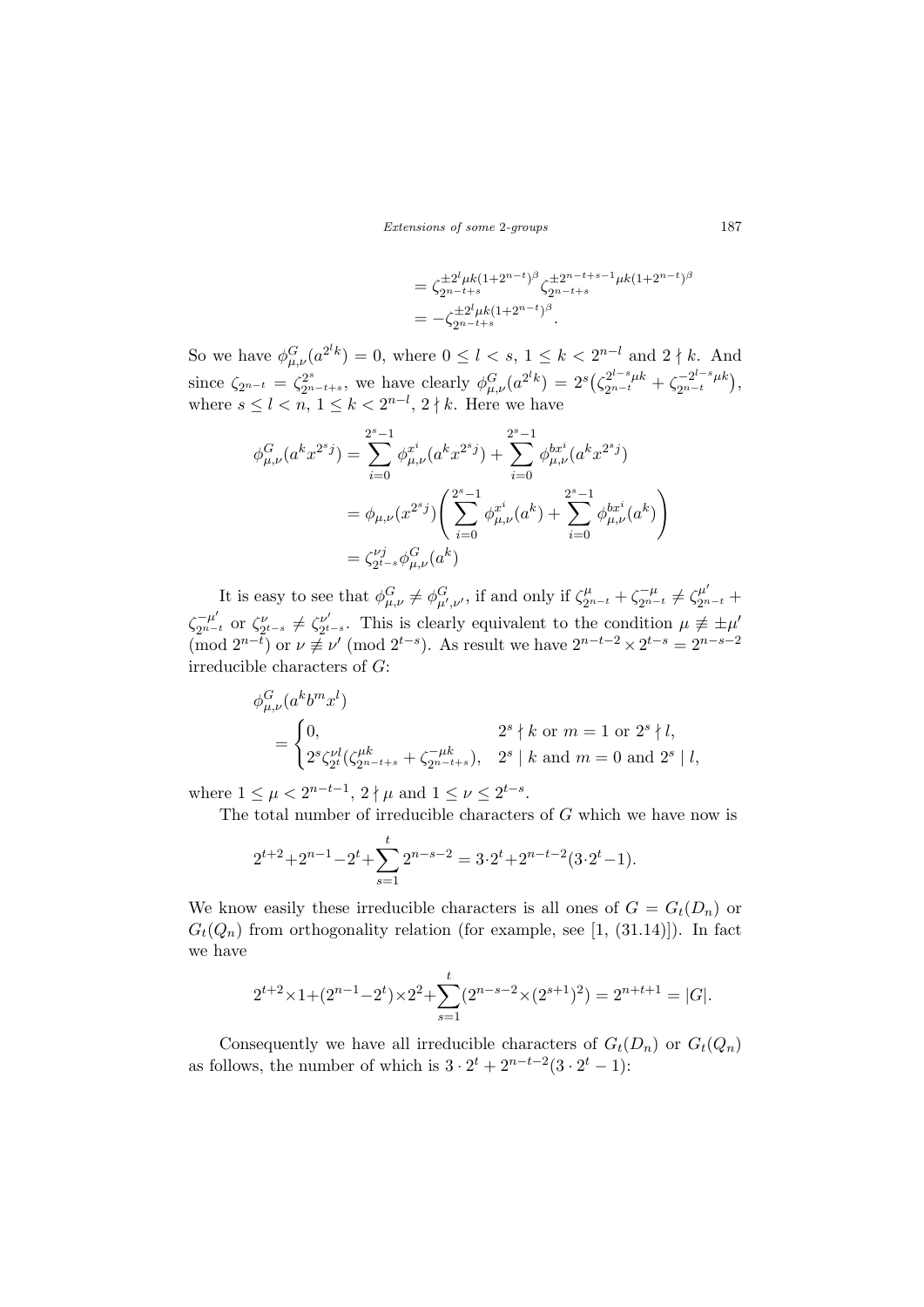$$= \zeta_{2^{n-t+s}}^{\pm 2^l \mu k(1+2^{n-t})^\beta} \zeta_{2^{n-t+s}}^{\pm 2^{n-t+s-1}\mu k(1+2^{n-t})^\beta}$$
$$= -\zeta_{2^{n-t+s}}^{\pm 2^l \mu k(1+2^{n-t})^\beta}.$$

So we have $\phi^G_{\mu,\nu}(a^{2^l k}) = 0$, where $0 \le l < s$, $1 \le k < 2^{n-l}$ and $2 \nmid k$. And since $\zeta_{2^{n-t}} = \zeta_{2^{n-t+s}}^{2^s}$, we have clearly $\phi^G_{\mu,\nu}(a^{2^l k}) = 2^s\big(\zeta_{2^{n-t}}^{2^{l-s}\mu k} + \zeta_{2^{n-t}}^{-2^{l-s}\mu k}\big)$, where $s \le l < n$, $1 \le k < 2^{n-l}$, $2 \nmid k$. Here we have

$$\begin{aligned}
\phi^G_{\mu,\nu}(a^k x^{2^s j}) &= \sum_{i=0}^{2^s-1} \phi^{x^i}_{\mu,\nu}(a^k x^{2^s j}) + \sum_{i=0}^{2^s-1} \phi^{bx^i}_{\mu,\nu}(a^k x^{2^s j}) \\
&= \phi_{\mu,\nu}(x^{2^s j}) \left( \sum_{i=0}^{2^s-1} \phi^{x^i}_{\mu,\nu}(a^k) + \sum_{i=0}^{2^s-1} \phi^{bx^i}_{\mu,\nu}(a^k) \right) \\
&= \zeta_{2^{t-s}}^{\nu j} \phi^G_{\mu,\nu}(a^k)
\end{aligned}$$

It is easy to see that $\phi^G_{\mu,\nu} \neq \phi^G_{\mu',\nu'}$, if and only if $\zeta^\mu_{2^{n-t}} + \zeta^{-\mu}_{2^{n-t}} \neq \zeta^{\mu'}_{2^{n-t}} + \zeta^{-\mu'}_{2^{n-t}}$ or $\zeta^\nu_{2^{t-s}} \neq \zeta^{\nu'}_{2^{t-s}}$. This is clearly equivalent to the condition $\mu \not\equiv \pm\mu'$ (mod $2^{n-t}$) or $\nu \not\equiv \nu'$ (mod $2^{t-s}$). As result we have $2^{n-t-2} \times 2^{t-s} = 2^{n-s-2}$ irreducible characters of $G$:

$$\begin{aligned}
&\phi^G_{\mu,\nu}(a^k b^m x^l) \\
&\quad = \begin{cases} 0, & 2^s \nmid k \text{ or } m = 1 \text{ or } 2^s \nmid l, \\ 2^s \zeta_{2^t}^{\nu l}(\zeta^{\mu k}_{2^{n-t+s}} + \zeta^{-\mu k}_{2^{n-t+s}}), & 2^s \mid k \text{ and } m = 0 \text{ and } 2^s \mid l, \end{cases}
\end{aligned}$$

where $1 \le \mu < 2^{n-t-1}$, $2 \nmid \mu$ and $1 \le \nu \le 2^{t-s}$.

The total number of irreducible characters of $G$ which we have now is

$$2^{t+2} + 2^{n-1} - 2^t + \sum_{s=1}^{t} 2^{n-s-2} = 3\cdot 2^t + 2^{n-t-2}(3\cdot 2^t - 1).$$

We know easily these irreducible characters is all ones of $G = G_t(D_n)$ or $G_t(Q_n)$ from orthogonality relation (for example, see [1, (31.14)]). In fact we have

$$2^{t+2} \times 1 + (2^{n-1} - 2^t) \times 2^2 + \sum_{s=1}^{t} (2^{n-s-2} \times (2^{s+1})^2) = 2^{n+t+1} = |G|.$$

Consequently we have all irreducible characters of $G_t(D_n)$ or $G_t(Q_n)$ as follows, the number of which is $3 \cdot 2^t + 2^{n-t-2}(3 \cdot 2^t - 1)$: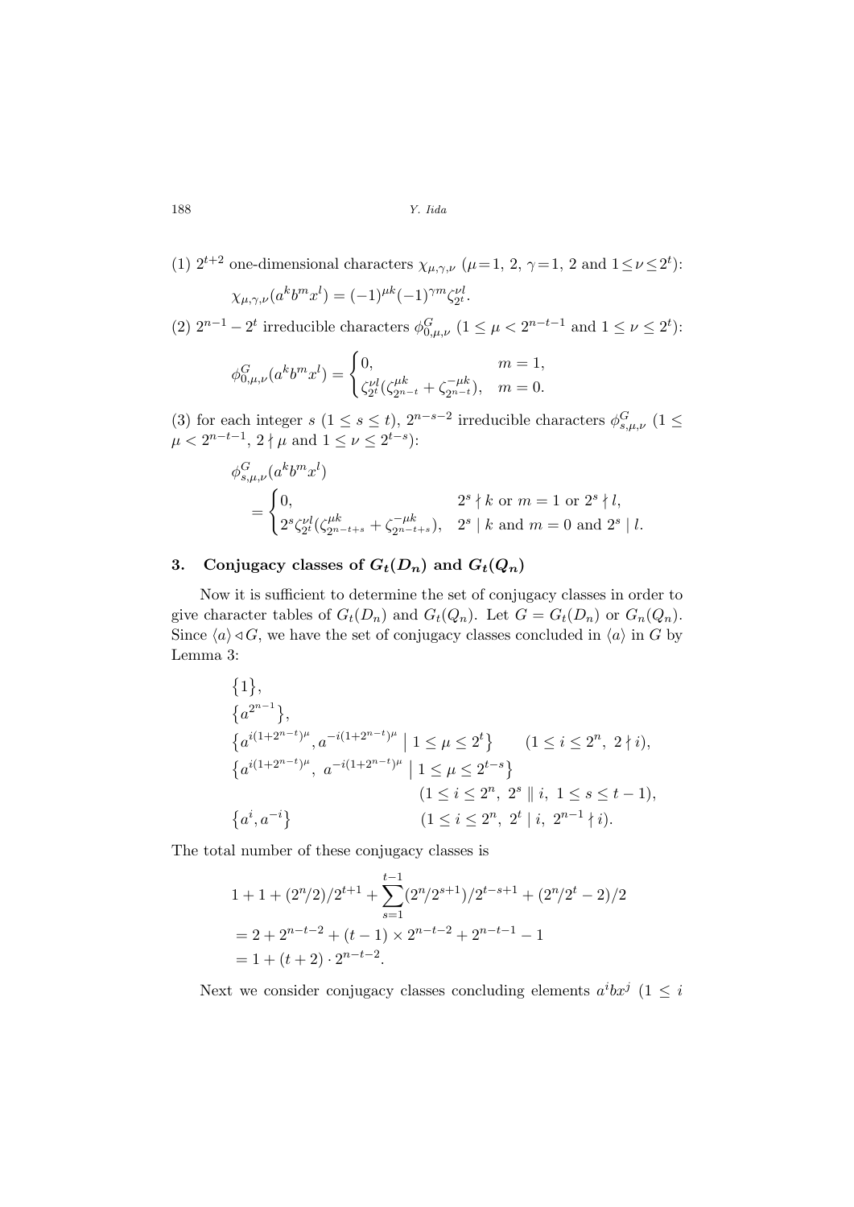(1) $2^{t+2}$ one-dimensional characters $\chi_{\mu,\gamma,\nu}$ ($\mu = 1,\ 2,\ \gamma = 1,\ 2$ and $1 \le \nu \le 2^t$):

$$\chi_{\mu,\gamma,\nu}(a^k b^m x^l) = (-1)^{\mu k}(-1)^{\gamma m}\zeta_{2^t}^{\nu l}.$$

(2) $2^{n-1} - 2^t$ irreducible characters $\phi^G_{0,\mu,\nu}$ ($1 \le \mu < 2^{n-t-1}$ and $1 \le \nu \le 2^t$):

$$\phi^G_{0,\mu,\nu}(a^k b^m x^l) = \begin{cases} 0, & m = 1, \\ \zeta_{2^t}^{\nu l}(\zeta_{2^{n-t}}^{\mu k} + \zeta_{2^{n-t}}^{-\mu k}), & m = 0. \end{cases}$$

(3) for each integer $s$ ($1 \le s \le t$), $2^{n-s-2}$ irreducible characters $\phi^G_{s,\mu,\nu}$ ($1 \le \mu < 2^{n-t-1}$, $2 \nmid \mu$ and $1 \le \nu \le 2^{t-s}$):

$$\phi^G_{s,\mu,\nu}(a^k b^m x^l) = \begin{cases} 0, & 2^s \nmid k \text{ or } m = 1 \text{ or } 2^s \nmid l, \\ 2^s \zeta_{2^t}^{\nu l}(\zeta_{2^{n-t+s}}^{\mu k} + \zeta_{2^{n-t+s}}^{-\mu k}), & 2^s \mid k \text{ and } m = 0 \text{ and } 2^s \mid l. \end{cases}$$

## 3. Conjugacy classes of $G_t(D_n)$ and $G_t(Q_n)$

Now it is sufficient to determine the set of conjugacy classes in order to give character tables of $G_t(D_n)$ and $G_t(Q_n)$. Let $G = G_t(D_n)$ or $G_n(Q_n)$. Since $\langle a \rangle \lhd G$, we have the set of conjugacy classes concluded in $\langle a \rangle$ in $G$ by Lemma 3:

$$\begin{aligned}
&\{1\}, \\
&\{a^{2^{n-1}}\}, \\
&\{a^{i(1+2^{n-t})^\mu}, a^{-i(1+2^{n-t})^\mu} \mid 1 \le \mu \le 2^t\} \qquad (1 \le i \le 2^n,\ 2 \nmid i), \\
&\{a^{i(1+2^{n-t})^\mu},\ a^{-i(1+2^{n-t})^\mu} \mid 1 \le \mu \le 2^{t-s}\} \\
&\qquad\qquad\qquad\qquad\qquad (1 \le i \le 2^n,\ 2^s \parallel i,\ 1 \le s \le t-1), \\
&\{a^i, a^{-i}\} \qquad\qquad\qquad\quad (1 \le i \le 2^n,\ 2^t \mid i,\ 2^{n-1} \nmid i).
\end{aligned}$$

The total number of these conjugacy classes is

$$\begin{aligned}
&1 + 1 + (2^n/2)/2^{t+1} + \sum_{s=1}^{t-1}(2^n/2^{s+1})/2^{t-s+1} + (2^n/2^t - 2)/2 \\
&= 2 + 2^{n-t-2} + (t-1) \times 2^{n-t-2} + 2^{n-t-1} - 1 \\
&= 1 + (t+2) \cdot 2^{n-t-2}.
\end{aligned}$$

Next we consider conjugacy classes concluding elements $a^i b x^j$ ($1 \le i$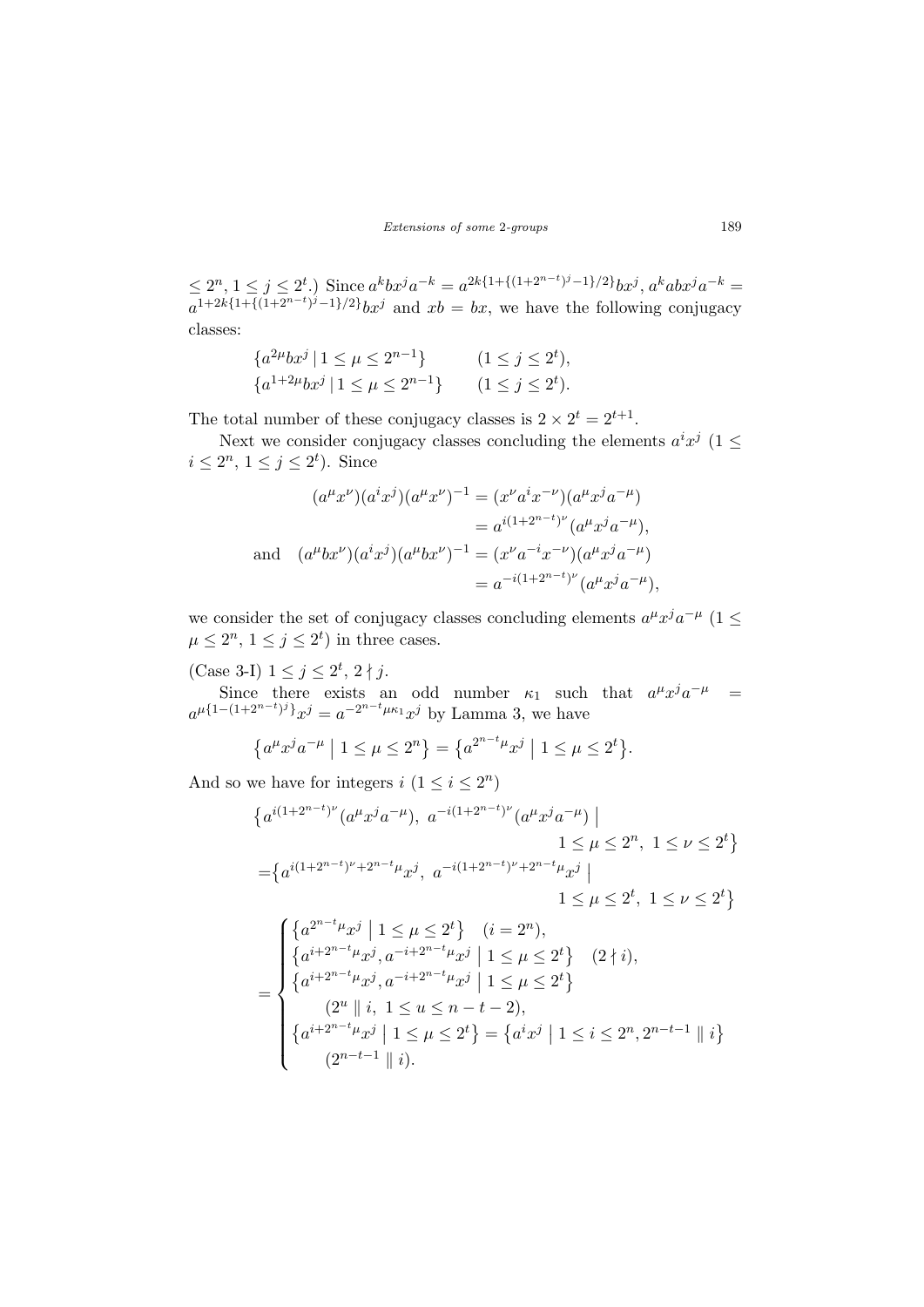$\leq 2^n$, $1 \leq j \leq 2^t$.) Since $a^k bx^j a^{-k} = a^{2k\{1+\{(1+2^{n-t})^j-1\}/2\}} bx^j$, $a^k abx^j a^{-k} = a^{1+2k\{1+\{(1+2^{n-t})^j-1\}/2\}} bx^j$ and $xb = bx$, we have the following conjugacy classes:

$$\{a^{2\mu} bx^j \mid 1 \leq \mu \leq 2^{n-1}\} \qquad (1 \leq j \leq 2^t),$$
$$\{a^{1+2\mu} bx^j \mid 1 \leq \mu \leq 2^{n-1}\} \qquad (1 \leq j \leq 2^t).$$

The total number of these conjugacy classes is $2 \times 2^t = 2^{t+1}$.

Next we consider conjugacy classes concluding the elements $a^i x^j$ ($1 \leq i \leq 2^n$, $1 \leq j \leq 2^t$). Since

$$\begin{aligned}
(a^\mu x^\nu)(a^i x^j)(a^\mu x^\nu)^{-1} &= (x^\nu a^i x^{-\nu})(a^\mu x^j a^{-\mu}) \\
&= a^{i(1+2^{n-t})^\nu}(a^\mu x^j a^{-\mu}), \\
\text{and} \quad (a^\mu bx^\nu)(a^i x^j)(a^\mu bx^\nu)^{-1} &= (x^\nu a^{-i} x^{-\nu})(a^\mu x^j a^{-\mu}) \\
&= a^{-i(1+2^{n-t})^\nu}(a^\mu x^j a^{-\mu}),
\end{aligned}$$

we consider the set of conjugacy classes concluding elements $a^\mu x^j a^{-\mu}$ ($1 \leq \mu \leq 2^n$, $1 \leq j \leq 2^t$) in three cases.

(Case 3-I) $1 \leq j \leq 2^t$, $2 \nmid j$.

Since there exists an odd number $\kappa_1$ such that $a^\mu x^j a^{-\mu} = a^{\mu\{1-(1+2^{n-t})^j\}} x^j = a^{-2^{n-t}\mu\kappa_1} x^j$ by Lamma 3, we have

$$\{a^\mu x^j a^{-\mu} \mid 1 \leq \mu \leq 2^n\} = \{a^{2^{n-t}\mu} x^j \mid 1 \leq \mu \leq 2^t\}.$$

And so we have for integers $i$ ($1 \leq i \leq 2^n$)

$$\begin{aligned}
&\{a^{i(1+2^{n-t})^\nu}(a^\mu x^j a^{-\mu}),\ a^{-i(1+2^{n-t})^\nu}(a^\mu x^j a^{-\mu}) \mid \\
&\qquad\qquad\qquad\qquad 1 \leq \mu \leq 2^n,\ 1 \leq \nu \leq 2^t\} \\
=&\{a^{i(1+2^{n-t})^\nu + 2^{n-t}\mu} x^j,\ a^{-i(1+2^{n-t})^\nu + 2^{n-t}\mu} x^j \mid \\
&\qquad\qquad\qquad\qquad 1 \leq \mu \leq 2^t,\ 1 \leq \nu \leq 2^t\} \\
=&\begin{cases}
\{a^{2^{n-t}\mu} x^j \mid 1 \leq \mu \leq 2^t\} \quad (i = 2^n), \\
\{a^{i+2^{n-t}\mu} x^j, a^{-i+2^{n-t}\mu} x^j \mid 1 \leq \mu \leq 2^t\} \quad (2 \nmid i), \\
\{a^{i+2^{n-t}\mu} x^j, a^{-i+2^{n-t}\mu} x^j \mid 1 \leq \mu \leq 2^t\} \\
\qquad (2^u \parallel i,\ 1 \leq u \leq n-t-2), \\
\{a^{i+2^{n-t}\mu} x^j \mid 1 \leq \mu \leq 2^t\} = \{a^i x^j \mid 1 \leq i \leq 2^n, 2^{n-t-1} \parallel i\} \\
\qquad (2^{n-t-1} \parallel i).
\end{cases}
\end{aligned}$$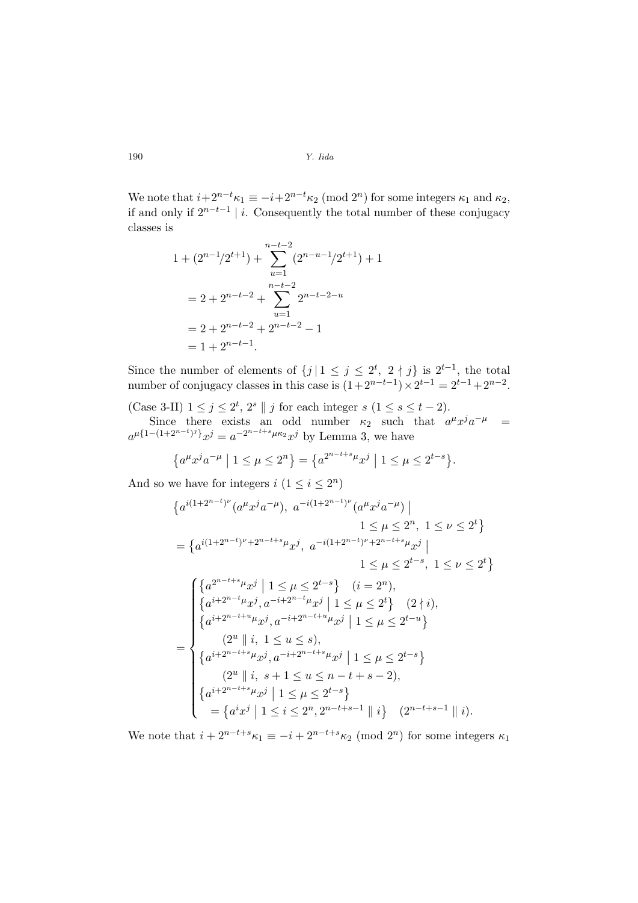We note that $i+2^{n-t}\kappa_1 \equiv -i+2^{n-t}\kappa_2 \pmod{2^n}$ for some integers $\kappa_1$ and $\kappa_2$, if and only if $2^{n-t-1} \mid i$. Consequently the total number of these conjugacy classes is

$$
\begin{aligned}
1 &+ (2^{n-1}/2^{t+1}) + \sum_{u=1}^{n-t-2} (2^{n-u-1}/2^{t+1}) + 1 \\
&= 2 + 2^{n-t-2} + \sum_{u=1}^{n-t-2} 2^{n-t-2-u} \\
&= 2 + 2^{n-t-2} + 2^{n-t-2} - 1 \\
&= 1 + 2^{n-t-1}.
\end{aligned}
$$

Since the number of elements of $\{j \mid 1 \le j \le 2^t,\ 2 \nmid j\}$ is $2^{t-1}$, the total number of conjugacy classes in this case is $(1+2^{n-t-1}) \times 2^{t-1} = 2^{t-1} + 2^{n-2}$.

(Case 3-II) $1 \le j \le 2^t$, $2^s \parallel j$ for each integer $s$ $(1 \le s \le t-2)$.

Since there exists an odd number $\kappa_2$ such that $a^{\mu}x^j a^{-\mu} = a^{\mu\{1-(1+2^{n-t})^j\}}x^j = a^{-2^{n-t+s}\mu\kappa_2}x^j$ by Lemma 3, we have

$$
\left\{a^{\mu}x^j a^{-\mu} \;\middle|\; 1 \le \mu \le 2^n\right\} = \left\{a^{2^{n-t+s}\mu}x^j \;\middle|\; 1 \le \mu \le 2^{t-s}\right\}.
$$

And so we have for integers $i$ $(1 \le i \le 2^n)$

$$
\begin{aligned}
&\left\{a^{i(1+2^{n-t})^{\nu}}(a^{\mu}x^j a^{-\mu}),\ a^{-i(1+2^{n-t})^{\nu}}(a^{\mu}x^j a^{-\mu}) \;\middle|\; 1 \le \mu \le 2^n,\ 1 \le \nu \le 2^t\right\} \\
&= \left\{a^{i(1+2^{n-t})^{\nu}+2^{n-t+s}\mu}x^j,\ a^{-i(1+2^{n-t})^{\nu}+2^{n-t+s}\mu}x^j \;\middle|\; 1 \le \mu \le 2^{t-s},\ 1 \le \nu \le 2^t\right\} \\
&= \begin{cases}
\left\{a^{2^{n-t+s}\mu}x^j \;\middle|\; 1 \le \mu \le 2^{t-s}\right\} & (i = 2^n), \\
\left\{a^{i+2^{n-t}\mu}x^j, a^{-i+2^{n-t}\mu}x^j \;\middle|\; 1 \le \mu \le 2^t\right\} & (2 \nmid i), \\
\left\{a^{i+2^{n-t+u}\mu}x^j, a^{-i+2^{n-t+u}\mu}x^j \;\middle|\; 1 \le \mu \le 2^{t-u}\right\} & (2^u \parallel i,\ 1 \le u \le s), \\
\left\{a^{i+2^{n-t+s}\mu}x^j, a^{-i+2^{n-t+s}\mu}x^j \;\middle|\; 1 \le \mu \le 2^{t-s}\right\} & (2^u \parallel i,\ s+1 \le u \le n-t+s-2), \\
\left\{a^{i+2^{n-t+s}\mu}x^j \;\middle|\; 1 \le \mu \le 2^{t-s}\right\} = \left\{a^i x^j \;\middle|\; 1 \le i \le 2^n, 2^{n-t+s-1} \parallel i\right\} & (2^{n-t+s-1} \parallel i).
\end{cases}
\end{aligned}
$$

We note that $i + 2^{n-t+s}\kappa_1 \equiv -i + 2^{n-t+s}\kappa_2 \pmod{2^n}$ for some integers $\kappa_1$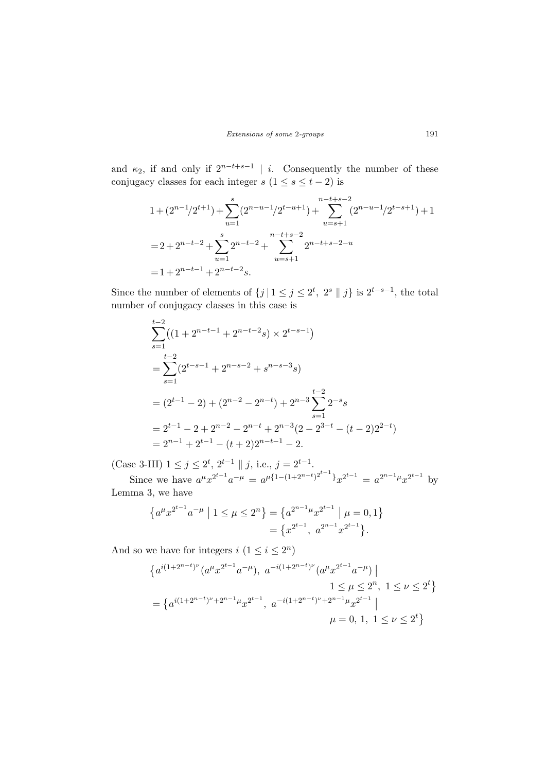and $\kappa_2$, if and only if $2^{n-t+s-1} \mid i$. Consequently the number of these conjugacy classes for each integer $s$ $(1 \leq s \leq t-2)$ is

$$
\begin{aligned}
&1+(2^{n-1}/2^{t+1})+\sum_{u=1}^{s}(2^{n-u-1}/2^{t-u+1})+\sum_{u=s+1}^{n-t+s-2}(2^{n-u-1}/2^{t-s+1})+1\\
&=2+2^{n-t-2}+\sum_{u=1}^{s}2^{n-t-2}+\sum_{u=s+1}^{n-t+s-2}2^{n-t+s-2-u}\\
&=1+2^{n-t-1}+2^{n-t-2}s.
\end{aligned}
$$

Since the number of elements of $\{j \mid 1 \leq j \leq 2^t,\ 2^s \parallel j\}$ is $2^{t-s-1}$, the total number of conjugacy classes in this case is

$$
\begin{aligned}
&\sum_{s=1}^{t-2}\big((1+2^{n-t-1}+2^{n-t-2}s)\times 2^{t-s-1}\big)\\
&=\sum_{s=1}^{t-2}(2^{t-s-1}+2^{n-s-2}+s^{n-s-3}s)\\
&=(2^{t-1}-2)+(2^{n-2}-2^{n-t})+2^{n-3}\sum_{s=1}^{t-2}2^{-s}s\\
&=2^{t-1}-2+2^{n-2}-2^{n-t}+2^{n-3}(2-2^{3-t}-(t-2)2^{2-t})\\
&=2^{n-1}+2^{t-1}-(t+2)2^{n-t-1}-2.
\end{aligned}
$$

(Case 3-III) $1 \leq j \leq 2^t$, $2^{t-1} \parallel j$, i.e., $j = 2^{t-1}$.

Since we have $a^{\mu}x^{2^{t-1}}a^{-\mu} = a^{\mu\{1-(1+2^{n-t})^{2^{t-1}}\}}x^{2^{t-1}} = a^{2^{n-1}\mu}x^{2^{t-1}}$ by Lemma 3, we have

$$
\begin{aligned}
\big\{a^{\mu}x^{2^{t-1}}a^{-\mu} \;\big|\; 1 \leq \mu \leq 2^n\big\} &= \big\{a^{2^{n-1}\mu}x^{2^{t-1}} \;\big|\; \mu = 0, 1\big\}\\
&= \big\{x^{2^{t-1}},\ a^{2^{n-1}}x^{2^{t-1}}\big\}.
\end{aligned}
$$

And so we have for integers $i$ $(1 \leq i \leq 2^n)$

$$
\begin{aligned}
&\big\{a^{i(1+2^{n-t})^{\nu}}(a^{\mu}x^{2^{t-1}}a^{-\mu}),\ a^{-i(1+2^{n-t})^{\nu}}(a^{\mu}x^{2^{t-1}}a^{-\mu}) \;\big|\\
&\qquad\qquad\qquad\qquad 1 \leq \mu \leq 2^n,\ 1 \leq \nu \leq 2^t\big\}\\
&= \big\{a^{i(1+2^{n-t})^{\nu}+2^{n-1}\mu}x^{2^{t-1}},\ a^{-i(1+2^{n-t})^{\nu}+2^{n-1}\mu}x^{2^{t-1}} \;\big|\\
&\qquad\qquad\qquad\qquad \mu = 0,\ 1,\ 1 \leq \nu \leq 2^t\big\}
\end{aligned}
$$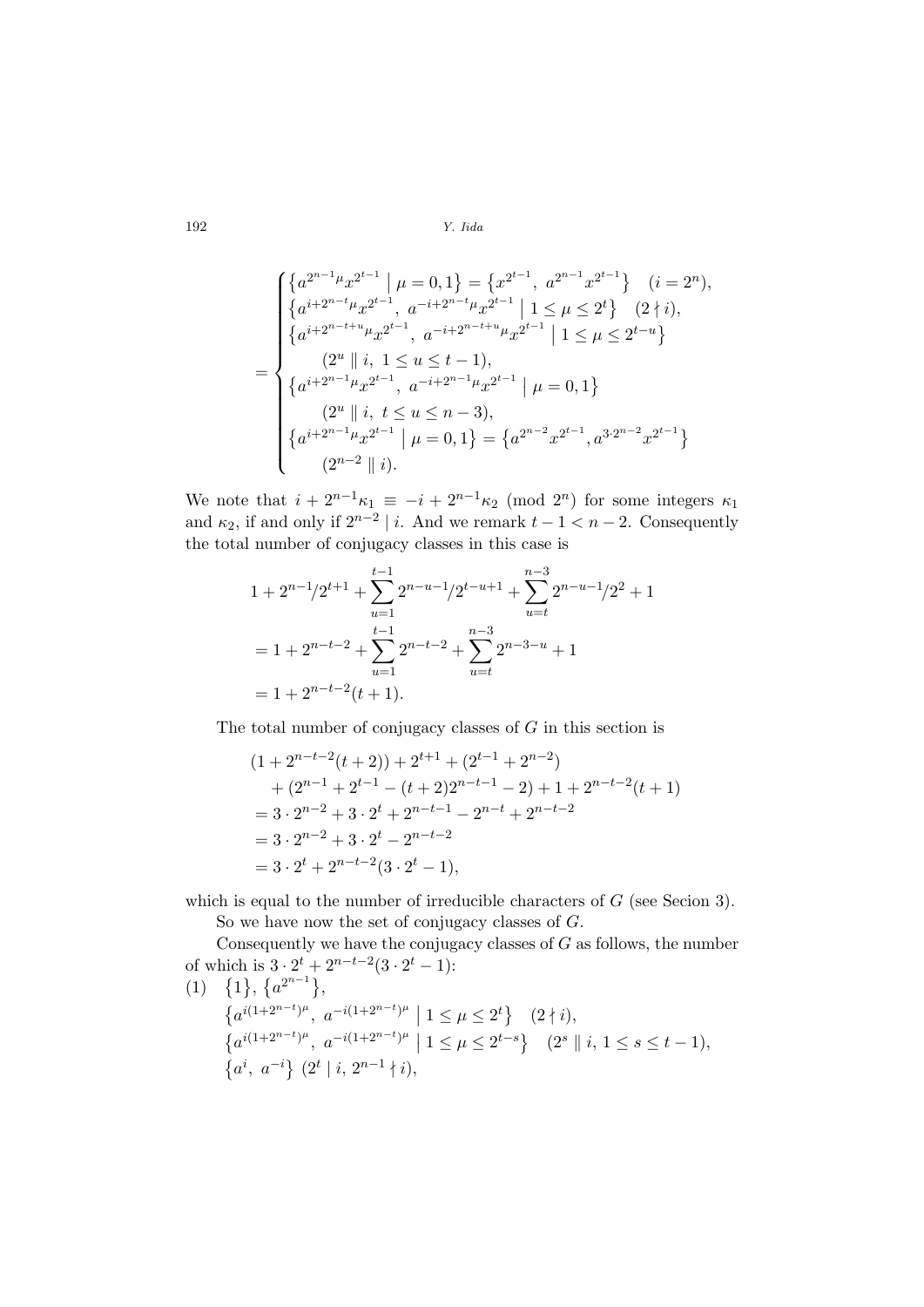$$
= \begin{cases}
\left\{a^{2^{n-1}\mu}x^{2^{t-1}} \;\middle|\; \mu = 0,1\right\} = \left\{x^{2^{t-1}},\ a^{2^{n-1}}x^{2^{t-1}}\right\} \quad (i = 2^n), \\
\left\{a^{i+2^{n-t}\mu}x^{2^{t-1}},\ a^{-i+2^{n-t}\mu}x^{2^{t-1}} \;\middle|\; 1 \le \mu \le 2^t\right\} \quad (2 \nmid i), \\
\left\{a^{i+2^{n-t+u}\mu}x^{2^{t-1}},\ a^{-i+2^{n-t+u}\mu}x^{2^{t-1}} \;\middle|\; 1 \le \mu \le 2^{t-u}\right\} \\
\qquad (2^u \parallel i,\ 1 \le u \le t-1), \\
\left\{a^{i+2^{n-1}\mu}x^{2^{t-1}},\ a^{-i+2^{n-1}\mu}x^{2^{t-1}} \;\middle|\; \mu = 0,1\right\} \\
\qquad (2^u \parallel i,\ t \le u \le n-3), \\
\left\{a^{i+2^{n-1}\mu}x^{2^{t-1}} \;\middle|\; \mu = 0,1\right\} = \left\{a^{2^{n-2}}x^{2^{t-1}}, a^{3\cdot 2^{n-2}}x^{2^{t-1}}\right\} \\
\qquad (2^{n-2} \parallel i).
\end{cases}
$$

We note that $i + 2^{n-1}\kappa_1 \equiv -i + 2^{n-1}\kappa_2 \pmod{2^n}$ for some integers $\kappa_1$ and $\kappa_2$, if and only if $2^{n-2} \mid i$. And we remark $t-1 < n-2$. Consequently the total number of conjugacy classes in this case is

$$
\begin{aligned}
&1 + 2^{n-1}/2^{t+1} + \sum_{u=1}^{t-1} 2^{n-u-1}/2^{t-u+1} + \sum_{u=t}^{n-3} 2^{n-u-1}/2^2 + 1 \\
&= 1 + 2^{n-t-2} + \sum_{u=1}^{t-1} 2^{n-t-2} + \sum_{u=t}^{n-3} 2^{n-3-u} + 1 \\
&= 1 + 2^{n-t-2}(t+1).
\end{aligned}
$$

The total number of conjugacy classes of $G$ in this section is

$$
\begin{aligned}
&(1 + 2^{n-t-2}(t+2)) + 2^{t+1} + (2^{t-1} + 2^{n-2}) \\
&\quad + (2^{n-1} + 2^{t-1} - (t+2)2^{n-t-1} - 2) + 1 + 2^{n-t-2}(t+1) \\
&= 3 \cdot 2^{n-2} + 3 \cdot 2^t + 2^{n-t-1} - 2^{n-t} + 2^{n-t-2} \\
&= 3 \cdot 2^{n-2} + 3 \cdot 2^t - 2^{n-t-2} \\
&= 3 \cdot 2^t + 2^{n-t-2}(3 \cdot 2^t - 1),
\end{aligned}
$$

which is equal to the number of irreducible characters of $G$ (see Secion 3).

So we have now the set of conjugacy classes of $G$.

Consequently we have the conjugacy classes of $G$ as follows, the number of which is $3 \cdot 2^t + 2^{n-t-2}(3 \cdot 2^t - 1)$:

(1) $\{1\}$, $\{a^{2^{n-1}}\}$,

$\left\{a^{i(1+2^{n-t})^\mu},\ a^{-i(1+2^{n-t})^\mu} \;\middle|\; 1 \le \mu \le 2^t\right\} \quad (2 \nmid i)$,

$\left\{a^{i(1+2^{n-t})^\mu},\ a^{-i(1+2^{n-t})^\mu} \;\middle|\; 1 \le \mu \le 2^{t-s}\right\} \quad (2^s \parallel i,\ 1 \le s \le t-1)$,

$\left\{a^i,\ a^{-i}\right\}$ $(2^t \mid i,\ 2^{n-1} \nmid i)$,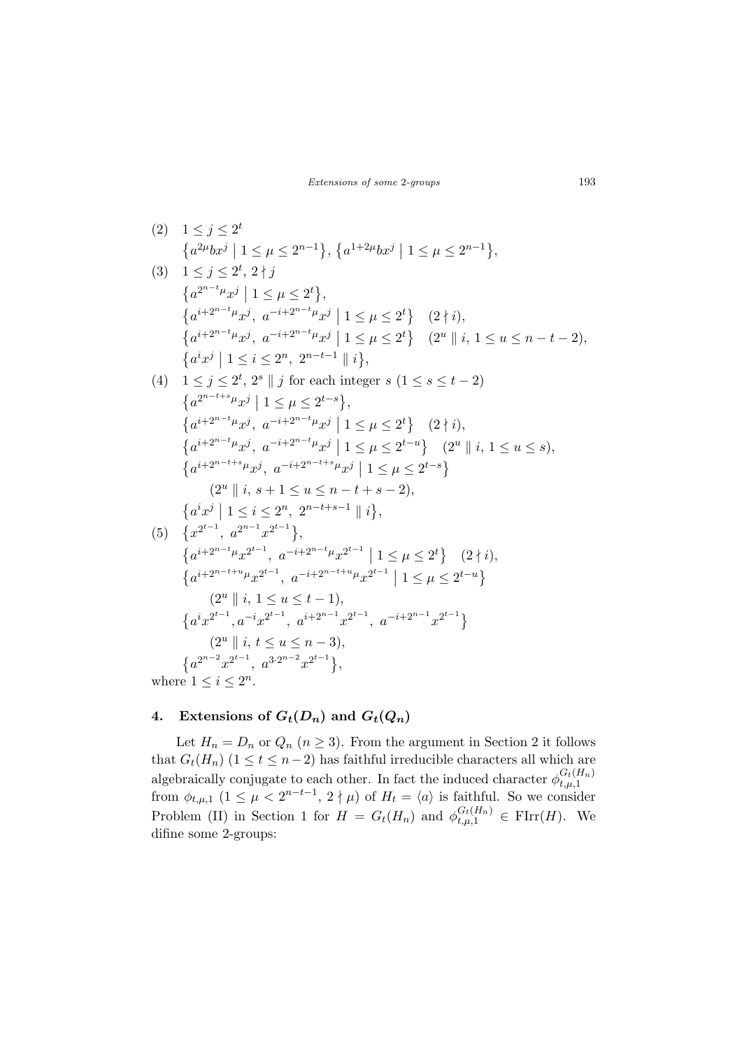(2) $1 \le j \le 2^t$

$\{a^{2\mu}bx^j \mid 1 \le \mu \le 2^{n-1}\}$, $\{a^{1+2\mu}bx^j \mid 1 \le \mu \le 2^{n-1}\}$,

(3) $1 \le j \le 2^t$, $2 \nmid j$

$\{a^{2^{n-t}\mu}x^j \mid 1 \le \mu \le 2^t\}$,

$\{a^{i+2^{n-t}\mu}x^j,\ a^{-i+2^{n-t}\mu}x^j \mid 1 \le \mu \le 2^t\}$ $\quad (2 \nmid i)$,

$\{a^{i+2^{n-t}\mu}x^j,\ a^{-i+2^{n-t}\mu}x^j \mid 1 \le \mu \le 2^t\}$ $\quad (2^u \parallel i,\ 1 \le u \le n-t-2)$,

$\{a^i x^j \mid 1 \le i \le 2^n,\ 2^{n-t-1} \parallel i\}$,

(4) $1 \le j \le 2^t$, $2^s \parallel j$ for each integer $s$ $(1 \le s \le t-2)$

$\{a^{2^{n-t+s}\mu}x^j \mid 1 \le \mu \le 2^{t-s}\}$,

$\{a^{i+2^{n-t}\mu}x^j,\ a^{-i+2^{n-t}\mu}x^j \mid 1 \le \mu \le 2^t\}$ $\quad (2 \nmid i)$,

$\{a^{i+2^{n-t}\mu}x^j,\ a^{-i+2^{n-t}\mu}x^j \mid 1 \le \mu \le 2^{t-u}\}$ $\quad (2^u \parallel i,\ 1 \le u \le s)$,

$\{a^{i+2^{n-t+s}\mu}x^j,\ a^{-i+2^{n-t+s}\mu}x^j \mid 1 \le \mu \le 2^{t-s}\}$

$\quad (2^u \parallel i,\ s+1 \le u \le n-t+s-2)$,

$\{a^i x^j \mid 1 \le i \le 2^n,\ 2^{n-t+s-1} \parallel i\}$,

(5) $\{x^{2^{t-1}},\ a^{2^{n-1}}x^{2^{t-1}}\}$,

$\{a^{i+2^{n-t}\mu}x^{2^{t-1}},\ a^{-i+2^{n-t}\mu}x^{2^{t-1}} \mid 1 \le \mu \le 2^t\}$ $\quad (2 \nmid i)$,

$\{a^{i+2^{n-t+u}\mu}x^{2^{t-1}},\ a^{-i+2^{n-t+u}\mu}x^{2^{t-1}} \mid 1 \le \mu \le 2^{t-u}\}$

$\quad (2^u \parallel i,\ 1 \le u \le t-1)$,

$\{a^i x^{2^{t-1}}, a^{-i}x^{2^{t-1}},\ a^{i+2^{n-1}}x^{2^{t-1}},\ a^{-i+2^{n-1}}x^{2^{t-1}}\}$

$\quad (2^u \parallel i,\ t \le u \le n-3)$,

$\{a^{2^{n-2}}x^{2^{t-1}},\ a^{3 \cdot 2^{n-2}}x^{2^{t-1}}\}$,

where $1 \le i \le 2^n$.

## 4. Extensions of $G_t(D_n)$ and $G_t(Q_n)$

Let $H_n = D_n$ or $Q_n$ $(n \ge 3)$. From the argument in Section 2 it follows that $G_t(H_n)$ $(1 \le t \le n-2)$ has faithful irreducible characters all which are algebraically conjugate to each other. In fact the induced character $\phi_{t,\mu,1}^{G_t(H_n)}$ from $\phi_{t,\mu,1}$ $(1 \le \mu < 2^{n-t-1},\ 2 \nmid \mu)$ of $H_t = \langle a \rangle$ is faithful. So we consider Problem (II) in Section 1 for $H = G_t(H_n)$ and $\phi_{t,\mu,1}^{G_t(H_n)} \in \mathrm{FIrr}(H)$. We difine some 2-groups: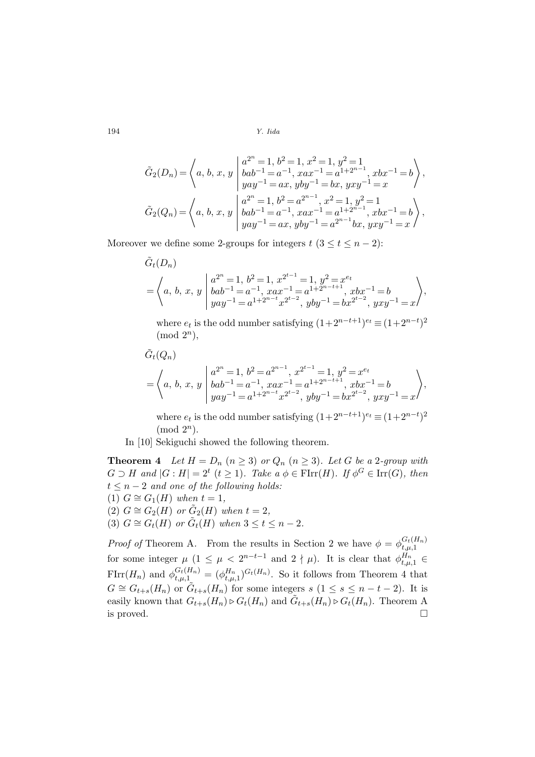$$\tilde{G}_2(D_n) = \left\langle a,\, b,\, x,\, y \;\middle|\; \begin{array}{l} a^{2^n}=1,\, b^2=1,\, x^2=1,\, y^2=1 \\ bab^{-1}=a^{-1},\, xax^{-1}=a^{1+2^{n-1}},\, xbx^{-1}=b \\ yay^{-1}=ax,\, yby^{-1}=bx,\, yxy^{-1}=x \end{array} \right\rangle,$$

$$\tilde{G}_2(Q_n) = \left\langle a,\, b,\, x,\, y \;\middle|\; \begin{array}{l} a^{2^n}=1,\, b^2=a^{2^{n-1}},\, x^2=1,\, y^2=1 \\ bab^{-1}=a^{-1},\, xax^{-1}=a^{1+2^{n-1}},\, xbx^{-1}=b \\ yay^{-1}=ax,\, yby^{-1}=a^{2^{n-1}}bx,\, yxy^{-1}=x \end{array} \right\rangle,$$

Moreover we define some 2-groups for integers $t$ $(3 \leq t \leq n-2)$:

$$\tilde{G}_t(D_n) = \left\langle a,\, b,\, x,\, y \;\middle|\; \begin{array}{l} a^{2^n}=1,\, b^2=1,\, x^{2^{t-1}}=1,\, y^2=x^{e_t} \\ bab^{-1}=a^{-1},\, xax^{-1}=a^{1+2^{n-t+1}},\, xbx^{-1}=b \\ yay^{-1}=a^{1+2^{n-t}}x^{2^{t-2}},\, yby^{-1}=bx^{2^{t-2}},\, yxy^{-1}=x \end{array} \right\rangle,$$

where $e_t$ is the odd number satisfying $(1+2^{n-t+1})^{e_t} \equiv (1+2^{n-t})^2 \pmod{2^n}$,

$$\tilde{G}_t(Q_n) = \left\langle a,\, b,\, x,\, y \;\middle|\; \begin{array}{l} a^{2^n}=1,\, b^2=a^{2^{n-1}},\, x^{2^{t-1}}=1,\, y^2=x^{e_t} \\ bab^{-1}=a^{-1},\, xax^{-1}=a^{1+2^{n-t+1}},\, xbx^{-1}=b \\ yay^{-1}=a^{1+2^{n-t}}x^{2^{t-2}},\, yby^{-1}=bx^{2^{t-2}},\, yxy^{-1}=x \end{array} \right\rangle,$$

where $e_t$ is the odd number satisfying $(1+2^{n-t+1})^{e_t} \equiv (1+2^{n-t})^2 \pmod{2^n}$.

In [10] Sekiguchi showed the following theorem.

**Theorem 4** *Let $H = D_n$ $(n \geq 3)$ or $Q_n$ $(n \geq 3)$. Let $G$ be a 2-group with $G \supset H$ and $|G : H| = 2^t$ $(t \geq 1)$. Take a $\phi \in \mathrm{FIrr}(H)$. If $\phi^G \in \mathrm{Irr}(G)$, then $t \leq n-2$ and one of the following holds:*
*(1) $G \cong G_1(H)$ when $t = 1$,*
*(2) $G \cong G_2(H)$ or $\tilde{G}_2(H)$ when $t = 2$,*
*(3) $G \cong G_t(H)$ or $\tilde{G}_t(H)$ when $3 \leq t \leq n-2$.*

*Proof of* Theorem A. From the results in Section 2 we have $\phi = \phi_{t,\mu,1}^{G_t(H_n)}$ for some integer $\mu$ $(1 \leq \mu < 2^{n-t-1}$ and $2 \nmid \mu)$. It is clear that $\phi_{t,\mu,1}^{H_n} \in \mathrm{FIrr}(H_n)$ and $\phi_{t,\mu,1}^{G_t(H_n)} = (\phi_{t,\mu,1}^{H_n})^{G_t(H_n)}$. So it follows from Theorem 4 that $G \cong G_{t+s}(H_n)$ or $\tilde{G}_{t+s}(H_n)$ for some integers $s$ $(1 \leq s \leq n-t-2)$. It is easily known that $G_{t+s}(H_n) \rhd G_t(H_n)$ and $\tilde{G}_{t+s}(H_n) \rhd G_t(H_n)$. Theorem A is proved. $\square$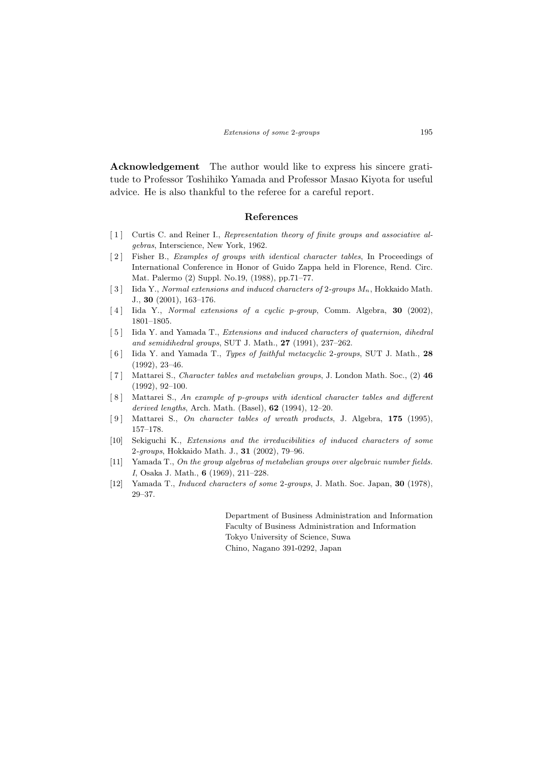**Acknowledgement** The author would like to express his sincere gratitude to Professor Toshihiko Yamada and Professor Masao Kiyota for useful advice. He is also thankful to the referee for a careful report.

## References

[1] Curtis C. and Reiner I., *Representation theory of finite groups and associative algebras*, Interscience, New York, 1962.

[2] Fisher B., *Examples of groups with identical character tables*, In Proceedings of International Conference in Honor of Guido Zappa held in Florence, Rend. Circ. Mat. Palermo (2) Suppl. No.19, (1988), pp.71–77.

[3] Iida Y., *Normal extensions and induced characters of 2-groups $M_n$*, Hokkaido Math. J., **30** (2001), 163–176.

[4] Iida Y., *Normal extensions of a cyclic p-group*, Comm. Algebra, **30** (2002), 1801–1805.

[5] Iida Y. and Yamada T., *Extensions and induced characters of quaternion, dihedral and semidihedral groups*, SUT J. Math., **27** (1991), 237–262.

[6] Iida Y. and Yamada T., *Types of faithful metacyclic 2-groups*, SUT J. Math., **28** (1992), 23–46.

[7] Mattarei S., *Character tables and metabelian groups*, J. London Math. Soc., (2) **46** (1992), 92–100.

[8] Mattarei S., *An example of p-groups with identical character tables and different derived lengths*, Arch. Math. (Basel), **62** (1994), 12–20.

[9] Mattarei S., *On character tables of wreath products*, J. Algebra, **175** (1995), 157–178.

[10] Sekiguchi K., *Extensions and the irreducibilities of induced characters of some 2-groups*, Hokkaido Math. J., **31** (2002), 79–96.

[11] Yamada T., *On the group algebras of metabelian groups over algebraic number fields. I*, Osaka J. Math., **6** (1969), 211–228.

[12] Yamada T., *Induced characters of some 2-groups*, J. Math. Soc. Japan, **30** (1978), 29–37.

Department of Business Administration and Information
Faculty of Business Administration and Information
Tokyo University of Science, Suwa
Chino, Nagano 391-0292, Japan